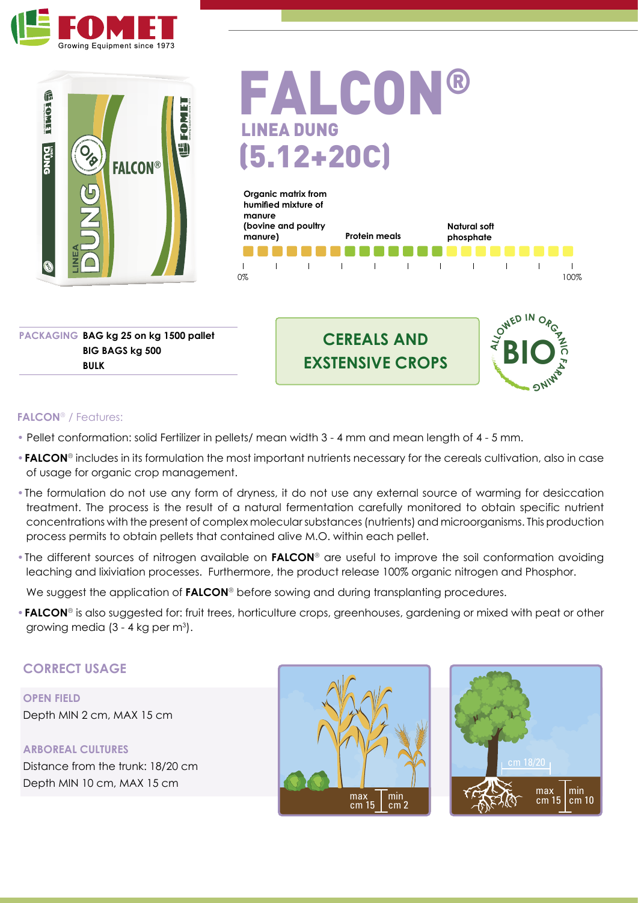# FALCON®

## LINEA DUNG

## (5.12+20C)

Organic matrix from humified mixture of manure (bovine and poultry manure) | Protein meals | Natural soft phosphate

0% — 100%

**PACKAGING** **BAG kg 25 on kg 1500 pallet**
**BIG BAGS kg 500**
**BULK**

**CEREALS AND EXSTENSIVE CROPS**

ALLOWED IN ORGANIC FARMING — BIO

### FALCON® / Features:

- Pellet conformation: solid Fertilizer in pellets/ mean width 3 - 4 mm and mean length of 4 - 5 mm.
- **FALCON**® includes in its formulation the most important nutrients necessary for the cereals cultivation, also in case of usage for organic crop management.
- The formulation do not use any form of dryness, it do not use any external source of warming for desiccation treatment. The process is the result of a natural fermentation carefully monitored to obtain specific nutrient concentrations with the present of complex molecular substances (nutrients) and microorganisms. This production process permits to obtain pellets that contained alive M.O. within each pellet.
- The different sources of nitrogen available on **FALCON**® are useful to improve the soil conformation avoiding leaching and lixiviation processes. Furthermore, the product release 100% organic nitrogen and Phosphor.

  We suggest the application of **FALCON**® before sowing and during transplanting procedures.
- **FALCON**® is also suggested for: fruit trees, horticulture crops, greenhouses, gardening or mixed with peat or other growing media (3 - 4 kg per $m^3$).

## CORRECT USAGE

**OPEN FIELD**
Depth MIN 2 cm, MAX 15 cm

**ARBOREAL CULTURES**
Distance from the trunk: 18/20 cm
Depth MIN 10 cm, MAX 15 cm

max cm 15 | min cm 2

cm 18/20 | max cm 15 | min cm 10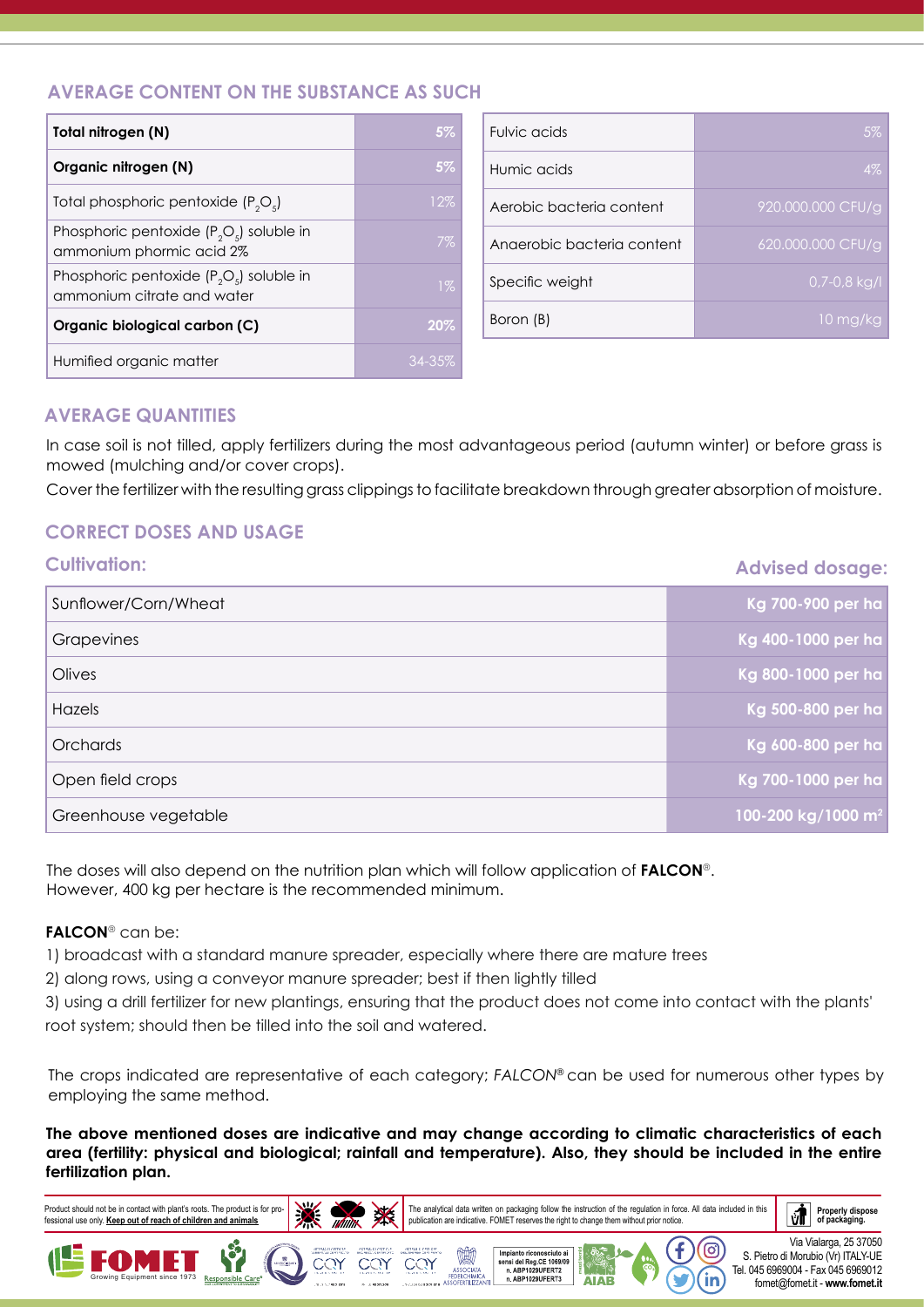## AVERAGE CONTENT ON THE SUBSTANCE AS SUCH

| | |
|---|---|
| **Total nitrogen (N)** | **5%** |
| **Organic nitrogen (N)** | **5%** |
| Total phosphoric pentoxide ($P_2O_5$) | 12% |
| Phosphoric pentoxide ($P_2O_5$) soluble in ammonium phormic acid 2% | 7% |
| Phosphoric pentoxide ($P_2O_5$) soluble in ammonium citrate and water | 1% |
| **Organic biological carbon (C)** | **20%** |
| Humified organic matter | 34-35% |

| | |
|---|---|
| Fulvic acids | 5% |
| Humic acids | 4% |
| Aerobic bacteria content | 920.000.000 CFU/g |
| Anaerobic bacteria content | 620.000.000 CFU/g |
| Specific weight | 0,7-0,8 kg/l |
| Boron (B) | 10 mg/kg |

## AVERAGE QUANTITIES

In case soil is not tilled, apply fertilizers during the most advantageous period (autumn winter) or before grass is mowed (mulching and/or cover crops).

Cover the fertilizer with the resulting grass clippings to facilitate breakdown through greater absorption of moisture.

## CORRECT DOSES AND USAGE

| Cultivation: | Advised dosage: |
|---|---|
| Sunflower/Corn/Wheat | **Kg 700-900 per ha** |
| Grapevines | **Kg 400-1000 per ha** |
| Olives | **Kg 800-1000 per ha** |
| Hazels | **Kg 500-800 per ha** |
| Orchards | **Kg 600-800 per ha** |
| Open field crops | **Kg 700-1000 per ha** |
| Greenhouse vegetable | **100-200 kg/1000 m²** |

The doses will also depend on the nutrition plan which will follow application of **FALCON**®.
However, 400 kg per hectare is the recommended minimum.

**FALCON**® can be:

1) broadcast with a standard manure spreader, especially where there are mature trees
2) along rows, using a conveyor manure spreader; best if then lightly tilled
3) using a drill fertilizer for new plantings, ensuring that the product does not come into contact with the plants' root system; should then be tilled into the soil and watered.

The crops indicated are representative of each category; *FALCON*® can be used for numerous other types by employing the same method.

**The above mentioned doses are indicative and may change according to climatic characteristics of each area (fertility: physical and biological; rainfall and temperature). Also, they should be included in the entire fertilization plan.**

Product should not be in contact with plant's roots. The product is for professional use only. **Keep out of reach of children and animals**

The analytical data written on packaging follow the instruction of the regulation in force. All data included in this publication are indicative. FOMET reserves the right to change them without prior notice.

**Properly dispose of packaging.**

FOMET Growing Equipment since 1973

Responsible Care

Impianto riconosciuto ai sensi del Reg.CE 1069/09 n. ABP1029UFERT2 n. ABP1029UFERT3

AIAB

Via Vialarga, 25 37050
S. Pietro di Morubio (Vr) ITALY-UE
Tel. 045 6969004 - Fax 045 6969012
fomet@fomet.it - **www.fomet.it**